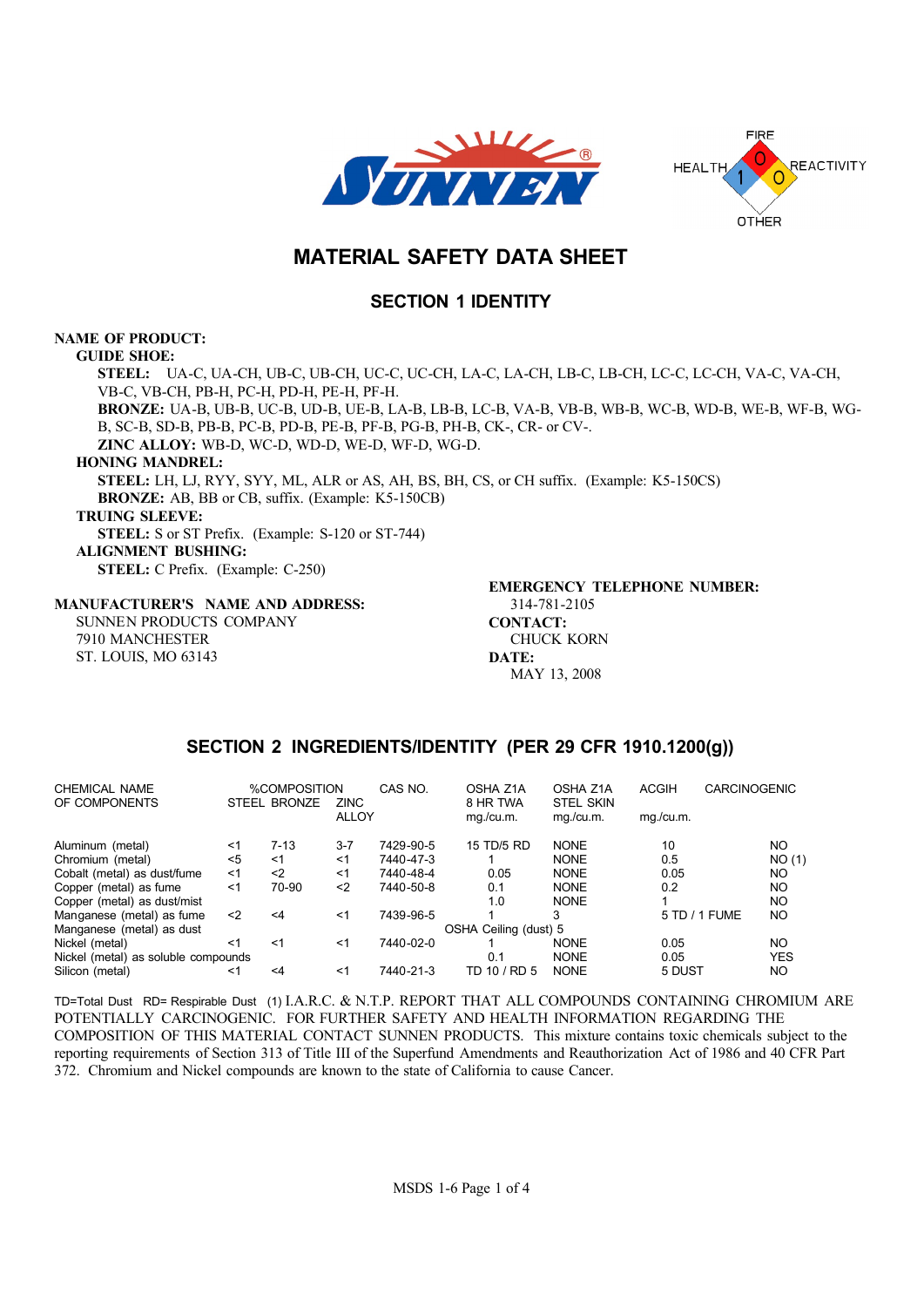# MATERIAL SAFETY DATA SHEET

## SECTION 1 IDENTITY

**NAME OF PRODUCT:**

**GUIDE SHOE:**

**STEEL:** UA-C, UA-CH, UB-C, UB-CH, UC-C, UC-CH, LA-C, LA-CH, LB-C, LB-CH, LC-C, LC-CH, VA-C, VA-CH, VB-C, VB-CH, PB-H, PC-H, PD-H, PE-H, PF-H.

**BRONZE:** UA-B, UB-B, UC-B, UD-B, UE-B, LA-B, LB-B, LC-B, VA-B, VB-B, WB-B, WC-B, WD-B, WE-B, WF-B, WG-B, SC-B, SD-B, PB-B, PC-B, PD-B, PE-B, PF-B, PG-B, PH-B, CK-, CR- or CV-.

**ZINC ALLOY:** WB-D, WC-D, WD-D, WE-D, WF-D, WG-D.

**HONING MANDREL:**

**STEEL:** LH, LJ, RYY, SYY, ML, ALR or AS, AH, BS, BH, CS, or CH suffix. (Example: K5-150CS)

**BRONZE:** AB, BB or CB, suffix. (Example: K5-150CB)

**TRUING SLEEVE:**

**STEEL:** S or ST Prefix. (Example: S-120 or ST-744)

**ALIGNMENT BUSHING:**

**STEEL:** C Prefix. (Example: C-250)

**MANUFACTURER'S NAME AND ADDRESS:**
SUNNEN PRODUCTS COMPANY
7910 MANCHESTER
ST. LOUIS, MO 63143

**EMERGENCY TELEPHONE NUMBER:**
314-781-2105

**CONTACT:**
CHUCK KORN

**DATE:**
MAY 13, 2008

## SECTION 2 INGREDIENTS/IDENTITY (PER 29 CFR 1910.1200(g))

| CHEMICAL NAME OF COMPONENTS | %COMPOSITION STEEL | BRONZE | ZINC ALLOY | CAS NO. | OSHA Z1A 8 HR TWA mg./cu.m. | OSHA Z1A STEL SKIN mg./cu.m. | ACGIH mg./cu.m. | CARCINOGENIC |
|---|---|---|---|---|---|---|---|---|
| Aluminum (metal) | <1 | 7-13 | 3-7 | 7429-90-5 | 15 TD/5 RD | NONE | 10 | NO |
| Chromium (metal) | <5 | <1 | <1 | 7440-47-3 | 1 | NONE | 0.5 | NO (1) |
| Cobalt (metal) as dust/fume | <1 | <2 | <1 | 7440-48-4 | 0.05 | NONE | 0.05 | NO |
| Copper (metal) as fume | <1 | 70-90 | <2 | 7440-50-8 | 0.1 | NONE | 0.2 | NO |
| Copper (metal) as dust/mist | | | | | 1.0 | NONE | 1 | NO |
| Manganese (metal) as fume | <2 | <4 | <1 | 7439-96-5 | 1 | 3 | 5 TD / 1 FUME | NO |
| Manganese (metal) as dust | | | | | OSHA Ceiling (dust) 5 | | | |
| Nickel (metal) | <1 | <1 | <1 | 7440-02-0 | 1 | NONE | 0.05 | NO |
| Nickel (metal) as soluble compounds | | | | | 0.1 | NONE | 0.05 | YES |
| Silicon (metal) | <1 | <4 | <1 | 7440-21-3 | TD 10 / RD 5 | NONE | 5 DUST | NO |

TD=Total Dust RD= Respirable Dust (1) I.A.R.C. & N.T.P. REPORT THAT ALL COMPOUNDS CONTAINING CHROMIUM ARE POTENTIALLY CARCINOGENIC. FOR FURTHER SAFETY AND HEALTH INFORMATION REGARDING THE COMPOSITION OF THIS MATERIAL CONTACT SUNNEN PRODUCTS. This mixture contains toxic chemicals subject to the reporting requirements of Section 313 of Title III of the Superfund Amendments and Reauthorization Act of 1986 and 40 CFR Part 372. Chromium and Nickel compounds are known to the state of California to cause Cancer.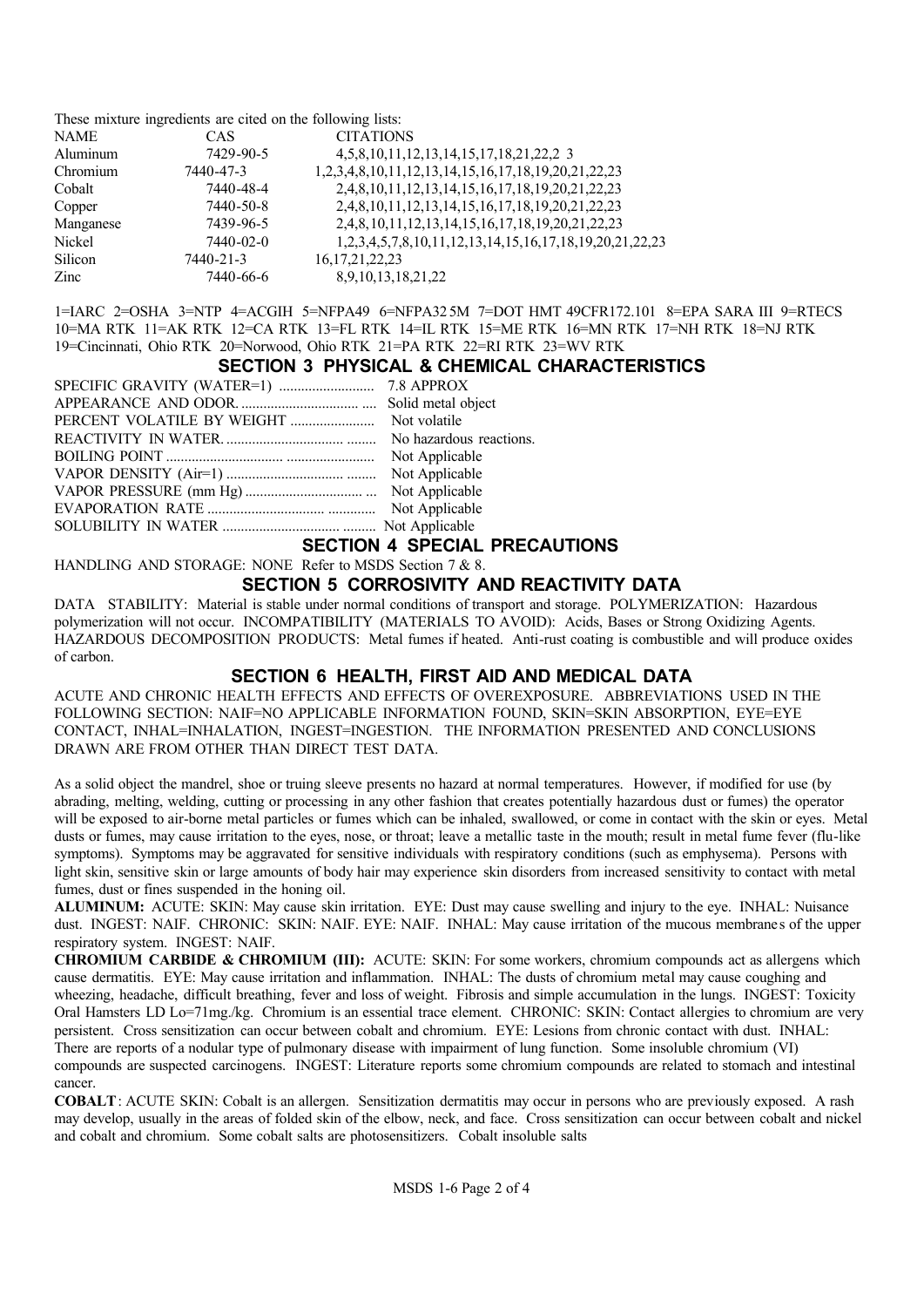These mixture ingredients are cited on the following lists:

| NAME | CAS | CITATIONS |
|---|---|---|
| Aluminum | 7429-90-5 | 4,5,8,10,11,12,13,14,15,17,18,21,22,2 3 |
| Chromium | 7440-47-3 | 1,2,3,4,8,10,11,12,13,14,15,16,17,18,19,20,21,22,23 |
| Cobalt | 7440-48-4 | 2,4,8,10,11,12,13,14,15,16,17,18,19,20,21,22,23 |
| Copper | 7440-50-8 | 2,4,8,10,11,12,13,14,15,16,17,18,19,20,21,22,23 |
| Manganese | 7439-96-5 | 2,4,8,10,11,12,13,14,15,16,17,18,19,20,21,22,23 |
| Nickel | 7440-02-0 | 1,2,3,4,5,7,8,10,11,12,13,14,15,16,17,18,19,20,21,22,23 |
| Silicon | 7440-21-3 | 16,17,21,22,23 |
| Zinc | 7440-66-6 | 8,9,10,13,18,21,22 |

1=IARC 2=OSHA 3=NTP 4=ACGIH 5=NFPA49 6=NFPA32 5M 7=DOT HMT 49CFR172.101 8=EPA SARA III 9=RTECS 10=MA RTK 11=AK RTK 12=CA RTK 13=FL RTK 14=IL RTK 15=ME RTK 16=MN RTK 17=NH RTK 18=NJ RTK 19=Cincinnati, Ohio RTK 20=Norwood, Ohio RTK 21=PA RTK 22=RI RTK 23=WV RTK

## SECTION 3 PHYSICAL & CHEMICAL CHARACTERISTICS

| | |
|---|---|
| SPECIFIC GRAVITY (WATER=1) | 7.8 APPROX |
| APPEARANCE AND ODOR | Solid metal object |
| PERCENT VOLATILE BY WEIGHT | Not volatile |
| REACTIVITY IN WATER | No hazardous reactions. |
| BOILING POINT | Not Applicable |
| VAPOR DENSITY (Air=1) | Not Applicable |
| VAPOR PRESSURE (mm Hg) | Not Applicable |
| EVAPORATION RATE | Not Applicable |
| SOLUBILITY IN WATER | Not Applicable |

## SECTION 4 SPECIAL PRECAUTIONS

HANDLING AND STORAGE: NONE Refer to MSDS Section 7 & 8.

## SECTION 5 CORROSIVITY AND REACTIVITY DATA

DATA STABILITY: Material is stable under normal conditions of transport and storage. POLYMERIZATION: Hazardous polymerization will not occur. INCOMPATIBILITY (MATERIALS TO AVOID): Acids, Bases or Strong Oxidizing Agents. HAZARDOUS DECOMPOSITION PRODUCTS: Metal fumes if heated. Anti-rust coating is combustible and will produce oxides of carbon.

## SECTION 6 HEALTH, FIRST AID AND MEDICAL DATA

ACUTE AND CHRONIC HEALTH EFFECTS AND EFFECTS OF OVEREXPOSURE. ABBREVIATIONS USED IN THE FOLLOWING SECTION: NAIF=NO APPLICABLE INFORMATION FOUND, SKIN=SKIN ABSORPTION, EYE=EYE CONTACT, INHAL=INHALATION, INGEST=INGESTION. THE INFORMATION PRESENTED AND CONCLUSIONS DRAWN ARE FROM OTHER THAN DIRECT TEST DATA.

As a solid object the mandrel, shoe or truing sleeve presents no hazard at normal temperatures. However, if modified for use (by abrading, melting, welding, cutting or processing in any other fashion that creates potentially hazardous dust or fumes) the operator will be exposed to air-borne metal particles or fumes which can be inhaled, swallowed, or come in contact with the skin or eyes. Metal dusts or fumes, may cause irritation to the eyes, nose, or throat; leave a metallic taste in the mouth; result in metal fume fever (flu-like symptoms). Symptoms may be aggravated for sensitive individuals with respiratory conditions (such as emphysema). Persons with light skin, sensitive skin or large amounts of body hair may experience skin disorders from increased sensitivity to contact with metal fumes, dust or fines suspended in the honing oil.

**ALUMINUM:** ACUTE: SKIN: May cause skin irritation. EYE: Dust may cause swelling and injury to the eye. INHAL: Nuisance dust. INGEST: NAIF. CHRONIC: SKIN: NAIF. EYE: NAIF. INHAL: May cause irritation of the mucous membranes of the upper respiratory system. INGEST: NAIF.

**CHROMIUM CARBIDE & CHROMIUM (III):** ACUTE: SKIN: For some workers, chromium compounds act as allergens which cause dermatitis. EYE: May cause irritation and inflammation. INHAL: The dusts of chromium metal may cause coughing and wheezing, headache, difficult breathing, fever and loss of weight. Fibrosis and simple accumulation in the lungs. INGEST: Toxicity Oral Hamsters LD Lo=71mg./kg. Chromium is an essential trace element. CHRONIC: SKIN: Contact allergies to chromium are very persistent. Cross sensitization can occur between cobalt and chromium. EYE: Lesions from chronic contact with dust. INHAL: There are reports of a nodular type of pulmonary disease with impairment of lung function. Some insoluble chromium (VI) compounds are suspected carcinogens. INGEST: Literature reports some chromium compounds are related to stomach and intestinal cancer.

**COBALT**: ACUTE SKIN: Cobalt is an allergen. Sensitization dermatitis may occur in persons who are previously exposed. A rash may develop, usually in the areas of folded skin of the elbow, neck, and face. Cross sensitization can occur between cobalt and nickel and cobalt and chromium. Some cobalt salts are photosensitizers. Cobalt insoluble salts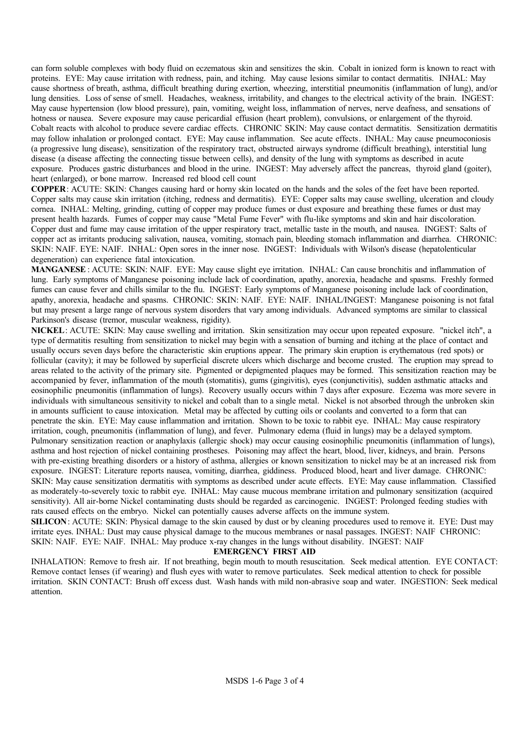can form soluble complexes with body fluid on eczematous skin and sensitizes the skin. Cobalt in ionized form is known to react with proteins. EYE: May cause irritation with redness, pain, and itching. May cause lesions similar to contact dermatitis. INHAL: May cause shortness of breath, asthma, difficult breathing during exertion, wheezing, interstitial pneumonitis (inflammation of lung), and/or lung densities. Loss of sense of smell. Headaches, weakness, irritability, and changes to the electrical activity of the brain. INGEST: May cause hypertension (low blood pressure), pain, vomiting, weight loss, inflammation of nerves, nerve deafness, and sensations of hotness or nausea. Severe exposure may cause pericardial effusion (heart problem), convulsions, or enlargement of the thyroid. Cobalt reacts with alcohol to produce severe cardiac effects. CHRONIC SKIN: May cause contact dermatitis. Sensitization dermatitis may follow inhalation or prolonged contact. EYE: May cause inflammation. See acute effects. INHAL: May cause pneumoconiosis (a progressive lung disease), sensitization of the respiratory tract, obstructed airways syndrome (difficult breathing), interstitial lung disease (a disease affecting the connecting tissue between cells), and density of the lung with symptoms as described in acute exposure. Produces gastric disturbances and blood in the urine. INGEST: May adversely affect the pancreas, thyroid gland (goiter), heart (enlarged), or bone marrow. Increased red blood cell count

**COPPER**: ACUTE: SKIN: Changes causing hard or horny skin located on the hands and the soles of the feet have been reported. Copper salts may cause skin irritation (itching, redness and dermatitis). EYE: Copper salts may cause swelling, ulceration and cloudy cornea. INHAL: Melting, grinding, cutting of copper may produce fumes or dust exposure and breathing these fumes or dust may present health hazards. Fumes of copper may cause "Metal Fume Fever" with flu-like symptoms and skin and hair discoloration. Copper dust and fume may cause irritation of the upper respiratory tract, metallic taste in the mouth, and nausea. INGEST: Salts of copper act as irritants producing salivation, nausea, vomiting, stomach pain, bleeding stomach inflammation and diarrhea. CHRONIC: SKIN: NAIF. EYE: NAIF. INHAL: Open sores in the inner nose. INGEST: Individuals with Wilson's disease (hepatolenticular degeneration) can experience fatal intoxication.

**MANGANESE**: ACUTE: SKIN: NAIF. EYE: May cause slight eye irritation. INHAL: Can cause bronchitis and inflammation of lung. Early symptoms of Manganese poisoning include lack of coordination, apathy, anorexia, headache and spasms. Freshly formed fumes can cause fever and chills similar to the flu. INGEST: Early symptoms of Manganese poisoning include lack of coordination, apathy, anorexia, headache and spasms. CHRONIC: SKIN: NAIF. EYE: NAIF. INHAL/INGEST: Manganese poisoning is not fatal but may present a large range of nervous system disorders that vary among individuals. Advanced symptoms are similar to classical Parkinson's disease (tremor, muscular weakness, rigidity).

**NICKEL**: ACUTE: SKIN: May cause swelling and irritation. Skin sensitization may occur upon repeated exposure. "nickel itch", a type of dermatitis resulting from sensitization to nickel may begin with a sensation of burning and itching at the place of contact and usually occurs seven days before the characteristic skin eruptions appear. The primary skin eruption is erythematous (red spots) or follicular (cavity); it may be followed by superficial discrete ulcers which discharge and become crusted. The eruption may spread to areas related to the activity of the primary site. Pigmented or depigmented plaques may be formed. This sensitization reaction may be accompanied by fever, inflammation of the mouth (stomatitis), gums (gingivitis), eyes (conjunctivitis), sudden asthmatic attacks and eosinophilic pneumonitis (inflammation of lungs). Recovery usually occurs within 7 days after exposure. Eczema was more severe in individuals with simultaneous sensitivity to nickel and cobalt than to a single metal. Nickel is not absorbed through the unbroken skin in amounts sufficient to cause intoxication. Metal may be affected by cutting oils or coolants and converted to a form that can penetrate the skin. EYE: May cause inflammation and irritation. Shown to be toxic to rabbit eye. INHAL: May cause respiratory irritation, cough, pneumonitis (inflammation of lung), and fever. Pulmonary edema (fluid in lungs) may be a delayed symptom. Pulmonary sensitization reaction or anaphylaxis (allergic shock) may occur causing eosinophilic pneumonitis (inflammation of lungs), asthma and host rejection of nickel containing prostheses. Poisoning may affect the heart, blood, liver, kidneys, and brain. Persons with pre-existing breathing disorders or a history of asthma, allergies or known sensitization to nickel may be at an increased risk from exposure. INGEST: Literature reports nausea, vomiting, diarrhea, giddiness. Produced blood, heart and liver damage. CHRONIC: SKIN: May cause sensitization dermatitis with symptoms as described under acute effects. EYE: May cause inflammation. Classified as moderately-to-severely toxic to rabbit eye. INHAL: May cause mucous membrane irritation and pulmonary sensitization (acquired sensitivity). All air-borne Nickel contaminating dusts should be regarded as carcinogenic. INGEST: Prolonged feeding studies with rats caused effects on the embryo. Nickel can potentially causes adverse affects on the immune system.

**SILICON**: ACUTE: SKIN: Physical damage to the skin caused by dust or by cleaning procedures used to remove it. EYE: Dust may irritate eyes. INHAL: Dust may cause physical damage to the mucous membranes or nasal passages. INGEST: NAIF CHRONIC: SKIN: NAIF. EYE: NAIF. INHAL: May produce x-ray changes in the lungs without disability. INGEST: NAIF

## EMERGENCY FIRST AID

INHALATION: Remove to fresh air. If not breathing, begin mouth to mouth resuscitation. Seek medical attention. EYE CONTACT: Remove contact lenses (if wearing) and flush eyes with water to remove particulates. Seek medical attention to check for possible irritation. SKIN CONTACT: Brush off excess dust. Wash hands with mild non-abrasive soap and water. INGESTION: Seek medical attention.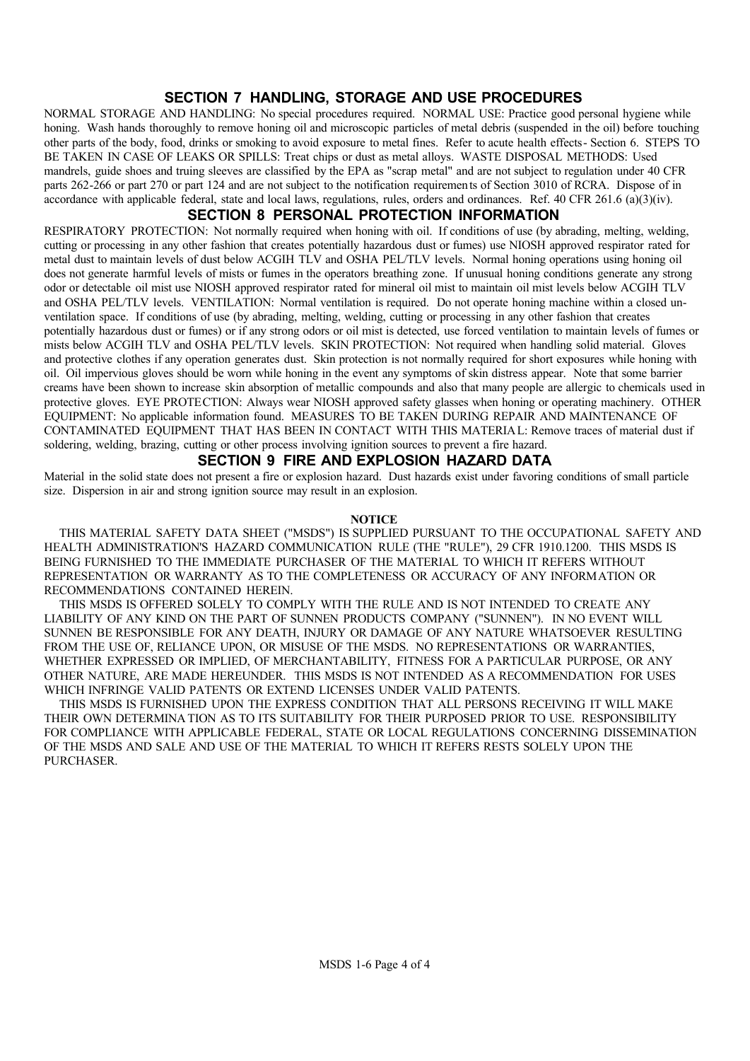## SECTION 7 HANDLING, STORAGE AND USE PROCEDURES

NORMAL STORAGE AND HANDLING: No special procedures required. NORMAL USE: Practice good personal hygiene while honing. Wash hands thoroughly to remove honing oil and microscopic particles of metal debris (suspended in the oil) before touching other parts of the body, food, drinks or smoking to avoid exposure to metal fines. Refer to acute health effects- Section 6. STEPS TO BE TAKEN IN CASE OF LEAKS OR SPILLS: Treat chips or dust as metal alloys. WASTE DISPOSAL METHODS: Used mandrels, guide shoes and truing sleeves are classified by the EPA as "scrap metal" and are not subject to regulation under 40 CFR parts 262-266 or part 270 or part 124 and are not subject to the notification requirements of Section 3010 of RCRA. Dispose of in accordance with applicable federal, state and local laws, regulations, rules, orders and ordinances. Ref. 40 CFR 261.6 (a)(3)(iv).

## SECTION 8 PERSONAL PROTECTION INFORMATION

RESPIRATORY PROTECTION: Not normally required when honing with oil. If conditions of use (by abrading, melting, welding, cutting or processing in any other fashion that creates potentially hazardous dust or fumes) use NIOSH approved respirator rated for metal dust to maintain levels of dust below ACGIH TLV and OSHA PEL/TLV levels. Normal honing operations using honing oil does not generate harmful levels of mists or fumes in the operators breathing zone. If unusual honing conditions generate any strong odor or detectable oil mist use NIOSH approved respirator rated for mineral oil mist to maintain oil mist levels below ACGIH TLV and OSHA PEL/TLV levels. VENTILATION: Normal ventilation is required. Do not operate honing machine within a closed un-ventilation space. If conditions of use (by abrading, melting, welding, cutting or processing in any other fashion that creates potentially hazardous dust or fumes) or if any strong odors or oil mist is detected, use forced ventilation to maintain levels of fumes or mists below ACGIH TLV and OSHA PEL/TLV levels. SKIN PROTECTION: Not required when handling solid material. Gloves and protective clothes if any operation generates dust. Skin protection is not normally required for short exposures while honing with oil. Oil impervious gloves should be worn while honing in the event any symptoms of skin distress appear. Note that some barrier creams have been shown to increase skin absorption of metallic compounds and also that many people are allergic to chemicals used in protective gloves. EYE PROTECTION: Always wear NIOSH approved safety glasses when honing or operating machinery. OTHER EQUIPMENT: No applicable information found. MEASURES TO BE TAKEN DURING REPAIR AND MAINTENANCE OF CONTAMINATED EQUIPMENT THAT HAS BEEN IN CONTACT WITH THIS MATERIAL: Remove traces of material dust if soldering, welding, brazing, cutting or other process involving ignition sources to prevent a fire hazard.

## SECTION 9 FIRE AND EXPLOSION HAZARD DATA

Material in the solid state does not present a fire or explosion hazard. Dust hazards exist under favoring conditions of small particle size. Dispersion in air and strong ignition source may result in an explosion.

**NOTICE**

THIS MATERIAL SAFETY DATA SHEET ("MSDS") IS SUPPLIED PURSUANT TO THE OCCUPATIONAL SAFETY AND HEALTH ADMINISTRATION'S HAZARD COMMUNICATION RULE (THE "RULE"), 29 CFR 1910.1200. THIS MSDS IS BEING FURNISHED TO THE IMMEDIATE PURCHASER OF THE MATERIAL TO WHICH IT REFERS WITHOUT REPRESENTATION OR WARRANTY AS TO THE COMPLETENESS OR ACCURACY OF ANY INFORMATION OR RECOMMENDATIONS CONTAINED HEREIN.

THIS MSDS IS OFFERED SOLELY TO COMPLY WITH THE RULE AND IS NOT INTENDED TO CREATE ANY LIABILITY OF ANY KIND ON THE PART OF SUNNEN PRODUCTS COMPANY ("SUNNEN"). IN NO EVENT WILL SUNNEN BE RESPONSIBLE FOR ANY DEATH, INJURY OR DAMAGE OF ANY NATURE WHATSOEVER RESULTING FROM THE USE OF, RELIANCE UPON, OR MISUSE OF THE MSDS. NO REPRESENTATIONS OR WARRANTIES, WHETHER EXPRESSED OR IMPLIED, OF MERCHANTABILITY, FITNESS FOR A PARTICULAR PURPOSE, OR ANY OTHER NATURE, ARE MADE HEREUNDER. THIS MSDS IS NOT INTENDED AS A RECOMMENDATION FOR USES WHICH INFRINGE VALID PATENTS OR EXTEND LICENSES UNDER VALID PATENTS.

THIS MSDS IS FURNISHED UPON THE EXPRESS CONDITION THAT ALL PERSONS RECEIVING IT WILL MAKE THEIR OWN DETERMINATION AS TO ITS SUITABILITY FOR THEIR PURPOSED PRIOR TO USE. RESPONSIBILITY FOR COMPLIANCE WITH APPLICABLE FEDERAL, STATE OR LOCAL REGULATIONS CONCERNING DISSEMINATION OF THE MSDS AND SALE AND USE OF THE MATERIAL TO WHICH IT REFERS RESTS SOLELY UPON THE PURCHASER.